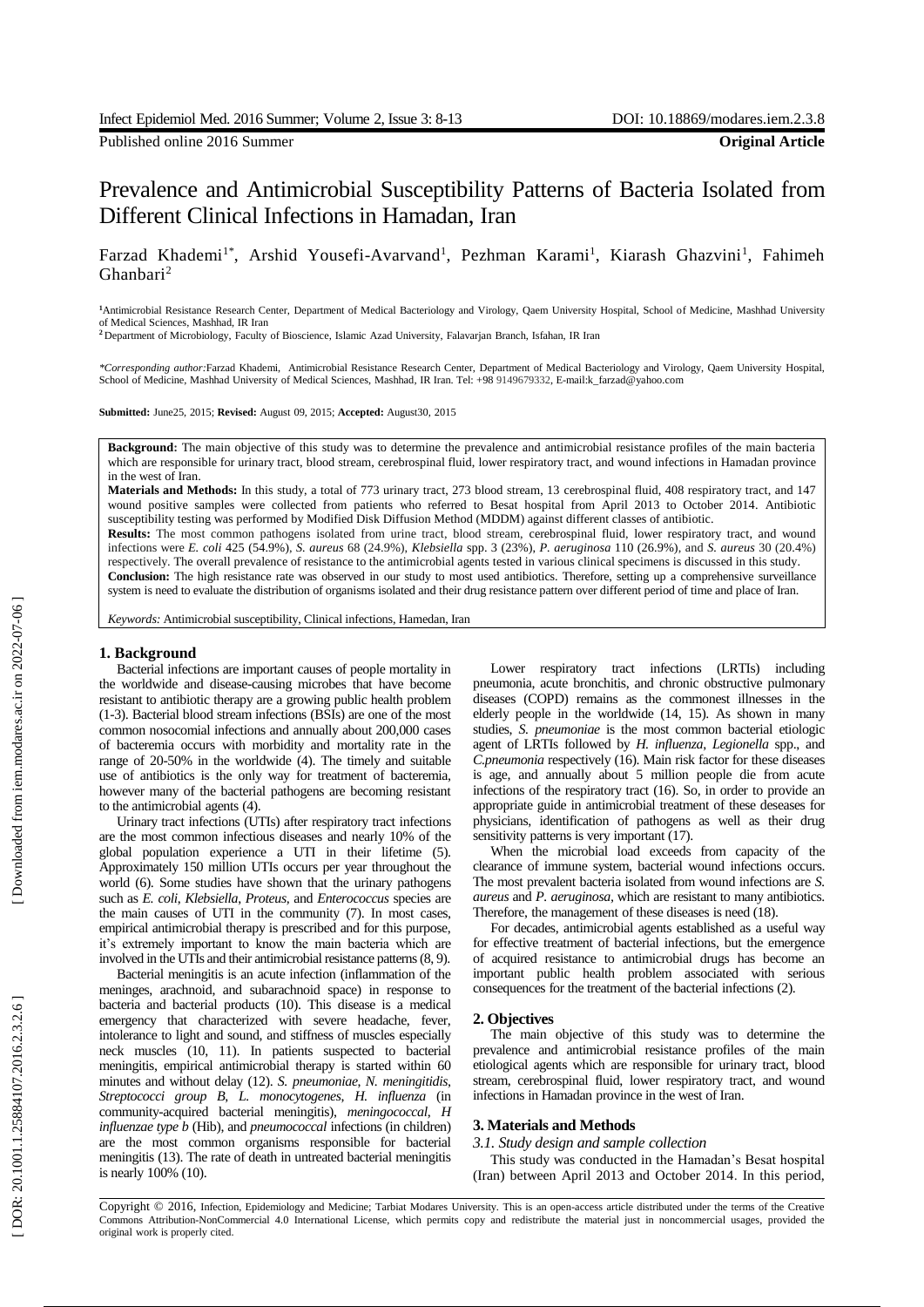Published online 2016 Summer **Original Article**

# Prevalence and Antimicrobial Susceptibility Patterns of Bacteria Isolated from Different Clinical Infections in Hamadan, Iran

Farzad Khademi[1*], Arshid Yousefi-Avarvand[1], Pezhman Karami[1], Kiarash Ghazvini[1], Fahimeh Ghanbari[2]

[1]Antimicrobial Resistance Research Center, Department of Medical Bacteriology and Virology, Qaem University Hospital, School of Medicine, Mashhad University of Medical Sciences, Mashhad, IR Iran

[2]Department of Microbiology, Faculty of Bioscience, Islamic Azad University, Falavarjan Branch, Isfahan, IR Iran

*\*Corresponding author:*Farzad Khademi, Antimicrobial Resistance Research Center, Department of Medical Bacteriology and Virology, Qaem University Hospital, School of Medicine, Mashhad University of Medical Sciences, Mashhad, IR Iran. Tel: +98 9149679332, E-mail:k_farzad@yahoo.com

**Submitted:** June25, 2015; **Revised:** August 09, 2015; **Accepted:** August30, 2015

**Background:** The main objective of this study was to determine the prevalence and antimicrobial resistance profiles of the main bacteria which are responsible for urinary tract, blood stream, cerebrospinal fluid, lower respiratory tract, and wound infections in Hamadan province in the west of Iran.

**Materials and Methods:** In this study, a total of 773 urinary tract, 273 blood stream, 13 cerebrospinal fluid, 408 respiratory tract, and 147 wound positive samples were collected from patients who referred to Besat hospital from April 2013 to October 2014. Antibiotic susceptibility testing was performed by Modified Disk Diffusion Method (MDDM) against different classes of antibiotic.

**Results:** The most common pathogens isolated from urine tract, blood stream, cerebrospinal fluid, lower respiratory tract, and wound infections were *E. coli* 425 (54.9%), *S. aureus* 68 (24.9%), *Klebsiella* spp. 3 (23%), *P. aeruginosa* 110 (26.9%), and *S. aureus* 30 (20.4%) respectively. The overall prevalence of resistance to the antimicrobial agents tested in various clinical specimens is discussed in this study.

**Conclusion:** The high resistance rate was observed in our study to most used antibiotics. Therefore, setting up a comprehensive surveillance system is need to evaluate the distribution of organisms isolated and their drug resistance pattern over different period of time and place of Iran.

*Keywords:* Antimicrobial susceptibility, Clinical infections, Hamedan, Iran

## 1. Background

Bacterial infections are important causes of people mortality in the worldwide and disease-causing microbes that have become resistant to antibiotic therapy are a growing public health problem (1-3). Bacterial blood stream infections (BSIs) are one of the most common nosocomial infections and annually about 200,000 cases of bacteremia occurs with morbidity and mortality rate in the range of 20-50% in the worldwide (4). The timely and suitable use of antibiotics is the only way for treatment of bacteremia, however many of the bacterial pathogens are becoming resistant to the antimicrobial agents (4).

Urinary tract infections (UTIs) after respiratory tract infections are the most common infectious diseases and nearly 10% of the global population experience a UTI in their lifetime (5). Approximately 150 million UTIs occurs per year throughout the world (6). Some studies have shown that the urinary pathogens such as *E. coli*, *Klebsiella*, *Proteus*, and *Enterococcus* species are the main causes of UTI in the community (7). In most cases, empirical antimicrobial therapy is prescribed and for this purpose, it's extremely important to know the main bacteria which are involved in the UTIs and their antimicrobial resistance patterns (8, 9).

Bacterial meningitis is an acute infection (inflammation of the meninges, arachnoid, and subarachnoid space) in response to bacteria and bacterial products (10). This disease is a medical emergency that characterized with severe headache, fever, intolerance to light and sound, and stiffness of muscles especially neck muscles (10, 11). In patients suspected to bacterial meningitis, empirical antimicrobial therapy is started within 60 minutes and without delay (12). *S. pneumoniae*, *N. meningitidis*, *Streptococci group B*, *L. monocytogenes*, *H. influenza* (in community-acquired bacterial meningitis), *meningococcal*, *H influenzae type b* (Hib), and *pneumococcal* infections (in children) are the most common organisms responsible for bacterial meningitis (13). The rate of death in untreated bacterial meningitis is nearly 100% (10).

Lower respiratory tract infections (LRTIs) including pneumonia, acute bronchitis, and chronic obstructive pulmonary diseases (COPD) remains as the commonest illnesses in the elderly people in the worldwide (14, 15). As shown in many studies, *S. pneumoniae* is the most common bacterial etiologic agent of LRTIs followed by *H. influenza*, *Legionella* spp., and *C.pneumonia* respectively (16). Main risk factor for these diseases is age, and annually about 5 million people die from acute infections of the respiratory tract (16). So, in order to provide an appropriate guide in antimicrobial treatment of these deseases for physicians, identification of pathogens as well as their drug sensitivity patterns is very important (17).

When the microbial load exceeds from capacity of the clearance of immune system, bacterial wound infections occurs. The most prevalent bacteria isolated from wound infections are *S. aureus* and *P. aeruginosa*, which are resistant to many antibiotics. Therefore, the management of these diseases is need (18).

For decades, antimicrobial agents established as a useful way for effective treatment of bacterial infections, but the emergence of acquired resistance to antimicrobial drugs has become an important public health problem associated with serious consequences for the treatment of the bacterial infections (2).

## 2. Objectives

The main objective of this study was to determine the prevalence and antimicrobial resistance profiles of the main etiological agents which are responsible for urinary tract, blood stream, cerebrospinal fluid, lower respiratory tract, and wound infections in Hamadan province in the west of Iran.

## 3. Materials and Methods

*3.1. Study design and sample collection*

This study was conducted in the Hamadan's Besat hospital (Iran) between April 2013 and October 2014. In this period,

Copyright © 2016, Infection, Epidemiology and Medicine; Tarbiat Modares University. This is an open-access article distributed under the terms of the Creative Commons Attribution-NonCommercial 4.0 International License, which permits copy and redistribute the material just in noncommercial usages, provided the original work is properly cited.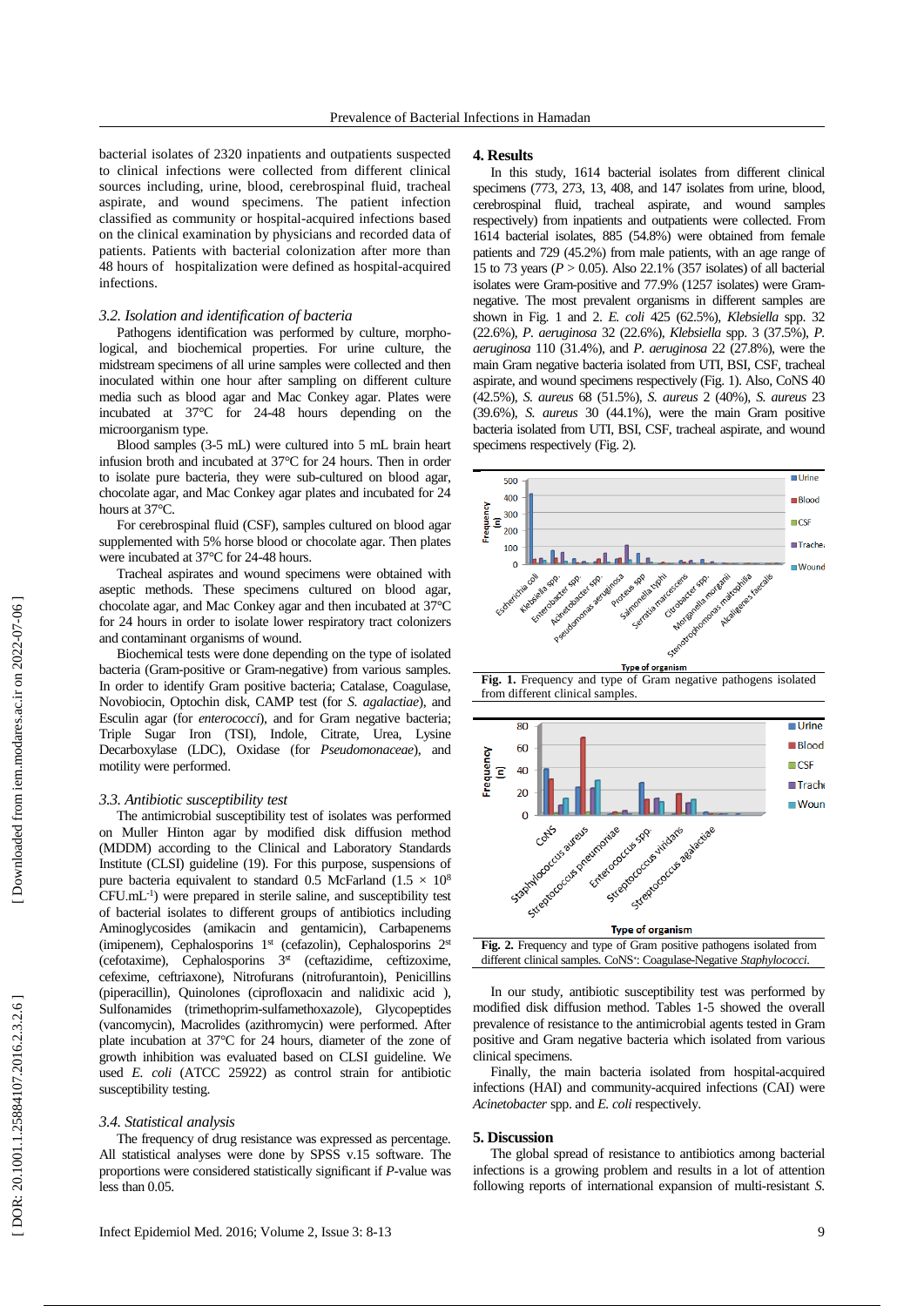bacterial isolates of 2320 inpatients and outpatients suspected to clinical infections were collected from different clinical sources including, urine, blood, cerebrospinal fluid, tracheal aspirate, and wound specimens. The patient infection classified as community or hospital-acquired infections based on the clinical examination by physicians and recorded data of patients. Patients with bacterial colonization after more than 48 hours of hospitalization were defined as hospital-acquired infections.

### 3.2. Isolation and identification of bacteria

Pathogens identification was performed by culture, morphological, and biochemical properties. For urine culture, the midstream specimens of all urine samples were collected and then inoculated within one hour after sampling on different culture media such as blood agar and Mac Conkey agar. Plates were incubated at 37°C for 24-48 hours depending on the microorganism type.

Blood samples (3-5 mL) were cultured into 5 mL brain heart infusion broth and incubated at 37°C for 24 hours. Then in order to isolate pure bacteria, they were sub-cultured on blood agar, chocolate agar, and Mac Conkey agar plates and incubated for 24 hours at 37°C.

For cerebrospinal fluid (CSF), samples cultured on blood agar supplemented with 5% horse blood or chocolate agar. Then plates were incubated at 37°C for 24-48 hours.

Tracheal aspirates and wound specimens were obtained with aseptic methods. These specimens cultured on blood agar, chocolate agar, and Mac Conkey agar and then incubated at 37°C for 24 hours in order to isolate lower respiratory tract colonizers and contaminant organisms of wound.

Biochemical tests were done depending on the type of isolated bacteria (Gram-positive or Gram-negative) from various samples. In order to identify Gram positive bacteria; Catalase, Coagulase, Novobiocin, Optochin disk, CAMP test (for *S. agalactiae*), and Esculin agar (for *enterococci*), and for Gram negative bacteria; Triple Sugar Iron (TSI), Indole, Citrate, Urea, Lysine Decarboxylase (LDC), Oxidase (for *Pseudomonaceae*), and motility were performed.

### 3.3. Antibiotic susceptibility test

The antimicrobial susceptibility test of isolates was performed on Muller Hinton agar by modified disk diffusion method (MDDM) according to the Clinical and Laboratory Standards Institute (CLSI) guideline (19). For this purpose, suspensions of pure bacteria equivalent to standard 0.5 McFarland ($1.5 \times 10^8$ CFU.mL$^{-1}$) were prepared in sterile saline, and susceptibility test of bacterial isolates to different groups of antibiotics including Aminoglycosides (amikacin and gentamicin), Carbapenems (imipenem), Cephalosporins 1st (cefazolin), Cephalosporins 2nd (cefotaxime), Cephalosporins 3rd (ceftazidime, ceftizoxime, cefexime, ceftriaxone), Nitrofurans (nitrofurantoin), Penicillins (piperacillin), Quinolones (ciprofloxacin and nalidixic acid ), Sulfonamides (trimethoprim-sulfamethoxazole), Glycopeptides (vancomycin), Macrolides (azithromycin) were performed. After plate incubation at 37°C for 24 hours, diameter of the zone of growth inhibition was evaluated based on CLSI guideline. We used *E. coli* (ATCC 25922) as control strain for antibiotic susceptibility testing.

### 3.4. Statistical analysis

The frequency of drug resistance was expressed as percentage. All statistical analyses were done by SPSS v.15 software. The proportions were considered statistically significant if *P*-value was less than 0.05.

## 4. Results

In this study, 1614 bacterial isolates from different clinical specimens (773, 273, 13, 408, and 147 isolates from urine, blood, cerebrospinal fluid, tracheal aspirate, and wound samples respectively) from inpatients and outpatients were collected. From 1614 bacterial isolates, 885 (54.8%) were obtained from female patients and 729 (45.2%) from male patients, with an age range of 15 to 73 years ($P > 0.05$). Also 22.1% (357 isolates) of all bacterial isolates were Gram-positive and 77.9% (1257 isolates) were Gram-negative. The most prevalent organisms in different samples are shown in Fig. 1 and 2. *E. coli* 425 (62.5%), *Klebsiella* spp. 32 (22.6%), *P. aeruginosa* 32 (22.6%), *Klebsiella* spp. 3 (37.5%), *P. aeruginosa* 110 (31.4%), and *P. aeruginosa* 22 (27.8%), were the main Gram negative bacteria isolated from UTI, BSI, CSF, tracheal aspirate, and wound specimens respectively (Fig. 1). Also, CoNS 40 (42.5%), *S. aureus* 68 (51.5%), *S. aureus* 2 (40%), *S. aureus* 23 (39.6%), *S. aureus* 30 (44.1%), were the main Gram positive bacteria isolated from UTI, BSI, CSF, tracheal aspirate, and wound specimens respectively (Fig. 2).

**Fig. 1.** Frequency and type of Gram negative pathogens isolated from different clinical samples.

**Fig. 2.** Frequency and type of Gram positive pathogens isolated from different clinical samples. CoNS*: Coagulase-Negative *Staphylococci*.

In our study, antibiotic susceptibility test was performed by modified disk diffusion method. Tables 1-5 showed the overall prevalence of resistance to the antimicrobial agents tested in Gram positive and Gram negative bacteria which isolated from various clinical specimens.

Finally, the main bacteria isolated from hospital-acquired infections (HAI) and community-acquired infections (CAI) were *Acinetobacter* spp. and *E. coli* respectively.

## 5. Discussion

The global spread of resistance to antibiotics among bacterial infections is a growing problem and results in a lot of attention following reports of international expansion of multi-resistant *S.*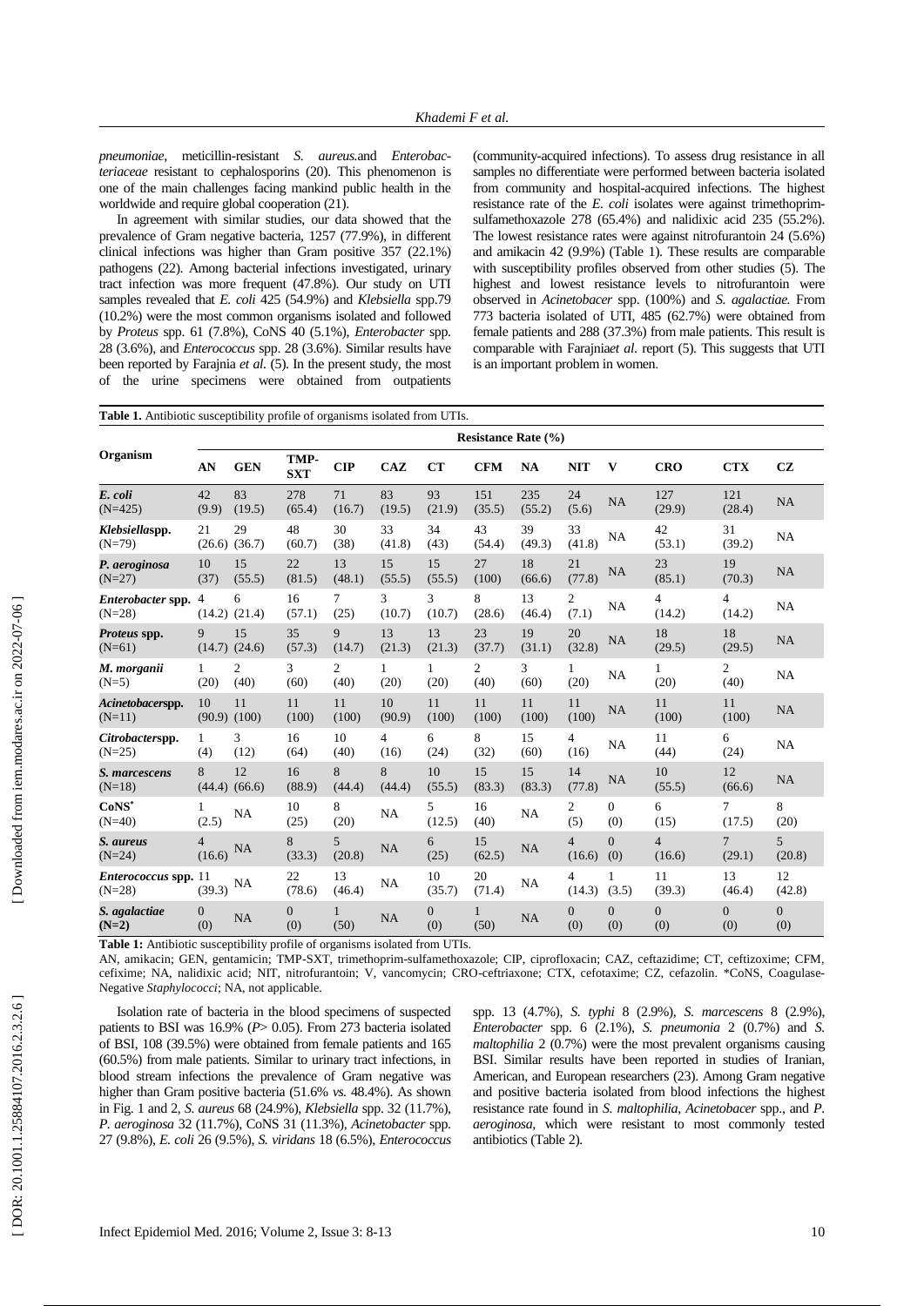*pneumoniae*, meticillin-resistant *S. aureus*.and *Enterobacteriaceae* resistant to cephalosporins (20). This phenomenon is one of the main challenges facing mankind public health in the worldwide and require global cooperation (21).

In agreement with similar studies, our data showed that the prevalence of Gram negative bacteria, 1257 (77.9%), in different clinical infections was higher than Gram positive 357 (22.1%) pathogens (22). Among bacterial infections investigated, urinary tract infection was more frequent (47.8%). Our study on UTI samples revealed that *E. coli* 425 (54.9%) and *Klebsiella* spp.79 (10.2%) were the most common organisms isolated and followed by *Proteus* spp. 61 (7.8%), CoNS 40 (5.1%), *Enterobacter* spp. 28 (3.6%), and *Enterococcus* spp. 28 (3.6%). Similar results have been reported by Farajnia *et al.* (5). In the present study, the most of the urine specimens were obtained from outpatients (community-acquired infections). To assess drug resistance in all samples no differentiate were performed between bacteria isolated from community and hospital-acquired infections. The highest resistance rate of the *E. coli* isolates were against trimethoprim-sulfamethoxazole 278 (65.4%) and nalidixic acid 235 (55.2%). The lowest resistance rates were against nitrofurantoin 24 (5.6%) and amikacin 42 (9.9%) (Table 1). These results are comparable with susceptibility profiles observed from other studies (5). The highest and lowest resistance levels to nitrofurantoin were observed in *Acinetobacer* spp. (100%) and *S. agalactiae.* From 773 bacteria isolated of UTI, 485 (62.7%) were obtained from female patients and 288 (37.3%) from male patients. This result is comparable with Farajnia*et al.* report (5). This suggests that UTI is an important problem in women.

**Table 1.** Antibiotic susceptibility profile of organisms isolated from UTIs.

| Organism | Resistance Rate (%) | | | | | | | | | | | | |
|---|---|---|---|---|---|---|---|---|---|---|---|---|---|
| | **AN** | **GEN** | **TMP-SXT** | **CIP** | **CAZ** | **CT** | **CFM** | **NA** | **NIT** | **V** | **CRO** | **CTX** | **CZ** |
| ***E. coli*** (N=425) | 42 (9.9) | 83 (19.5) | 278 (65.4) | 71 (16.7) | 83 (19.5) | 93 (21.9) | 151 (35.5) | 235 (55.2) | 24 (5.6) | NA | 127 (29.9) | 121 (28.4) | NA |
| ***Klebsiella*spp.** (N=79) | 21 (26.6) | 29 (36.7) | 48 (60.7) | 30 (38) | 33 (41.8) | 34 (43) | 43 (54.4) | 39 (49.3) | 33 (41.8) | NA | 42 (53.1) | 31 (39.2) | NA |
| ***P. aeroginosa*** (N=27) | 10 (37) | 15 (55.5) | 22 (81.5) | 13 (48.1) | 15 (55.5) | 15 (55.5) | 27 (100) | 18 (66.6) | 21 (77.8) | NA | 23 (85.1) | 19 (70.3) | NA |
| ***Enterobacter* spp.** (N=28) | 4 (14.2) | 6 (21.4) | 16 (57.1) | 7 (25) | 3 (10.7) | 3 (10.7) | 8 (28.6) | 13 (46.4) | 2 (7.1) | NA | 4 (14.2) | 4 (14.2) | NA |
| ***Proteus* spp.** (N=61) | 9 (14.7) | 15 (24.6) | 35 (57.3) | 9 (14.7) | 13 (21.3) | 13 (21.3) | 23 (37.7) | 19 (31.1) | 20 (32.8) | NA | 18 (29.5) | 18 (29.5) | NA |
| ***M. morganii*** (N=5) | 1 (20) | 2 (40) | 3 (60) | 2 (40) | 1 (20) | 1 (20) | 2 (40) | 3 (60) | 1 (20) | NA | 1 (20) | 2 (40) | NA |
| ***Acinetobacer*spp.** (N=11) | 10 (90.9) | 11 (100) | 11 (100) | 11 (100) | 10 (90.9) | 11 (100) | 11 (100) | 11 (100) | 11 (100) | NA | 11 (100) | 11 (100) | NA |
| ***Citrobacter*spp.** (N=25) | 1 (4) | 3 (12) | 16 (64) | 10 (40) | 4 (16) | 6 (24) | 8 (32) | 15 (60) | 4 (16) | NA | 11 (44) | 6 (24) | NA |
| ***S. marcescens*** (N=18) | 8 (44.4) | 12 (66.6) | 16 (88.9) | 8 (44.4) | 8 (44.4) | 10 (55.5) | 15 (83.3) | 15 (83.3) | 14 (77.8) | NA | 10 (55.5) | 12 (66.6) | NA |
| **CoNS*** (N=40) | 1 (2.5) | NA | 10 (25) | 8 (20) | NA | 5 (12.5) | 16 (40) | NA | 2 (5) | 0 (0) | 6 (15) | 7 (17.5) | 8 (20) |
| ***S. aureus*** (N=24) | 4 (16.6) | NA | 8 (33.3) | 5 (20.8) | NA | 6 (25) | 15 (62.5) | NA | 4 (16.6) | 0 (0) | 4 (16.6) | 7 (29.1) | 5 (20.8) |
| ***Enterococcus* spp.** (N=28) | 11 (39.3) | NA | 22 (78.6) | 13 (46.4) | NA | 10 (35.7) | 20 (71.4) | NA | 4 (14.3) | 1 (3.5) | 11 (39.3) | 13 (46.4) | 12 (42.8) |
| ***S. agalactiae*** **(N=2)** | 0 (0) | NA | 0 (0) | 1 (50) | NA | 0 (0) | 1 (50) | NA | 0 (0) | 0 (0) | 0 (0) | 0 (0) | 0 (0) |

**Table 1:** Antibiotic susceptibility profile of organisms isolated from UTIs.

AN, amikacin; GEN, gentamicin; TMP-SXT, trimethoprim-sulfamethoxazole; CIP, ciprofloxacin; CAZ, ceftazidime; CT, ceftizoxime; CFM, cefixime; NA, nalidixic acid; NIT, nitrofurantoin; V, vancomycin; CRO-ceftriaxone; CTX, cefotaxime; CZ, cefazolin. *CoNS, Coagulase-Negative *Staphylococci*; NA, not applicable.

Isolation rate of bacteria in the blood specimens of suspected patients to BSI was 16.9% ($P > 0.05$). From 273 bacteria isolated of BSI, 108 (39.5%) were obtained from female patients and 165 (60.5%) from male patients. Similar to urinary tract infections, in blood stream infections the prevalence of Gram negative was higher than Gram positive bacteria (51.6% *vs.* 48.4%). As shown in Fig. 1 and 2, *S. aureus* 68 (24.9%), *Klebsiella* spp. 32 (11.7%), *P. aeroginosa* 32 (11.7%), CoNS 31 (11.3%), *Acinetobacter* spp. 27 (9.8%), *E. coli* 26 (9.5%), *S. viridans* 18 (6.5%), *Enterococcus* spp. 13 (4.7%), *S. typhi* 8 (2.9%), *S. marcescens* 8 (2.9%), *Enterobacter* spp. 6 (2.1%), *S. pneumonia* 2 (0.7%) and *S. maltophilia* 2 (0.7%) were the most prevalent organisms causing BSI. Similar results have been reported in studies of Iranian, American, and European researchers (23). Among Gram negative and positive bacteria isolated from blood infections the highest resistance rate found in *S. maltophilia*, *Acinetobacter* spp., and *P. aeroginosa*, which were resistant to most commonly tested antibiotics (Table 2).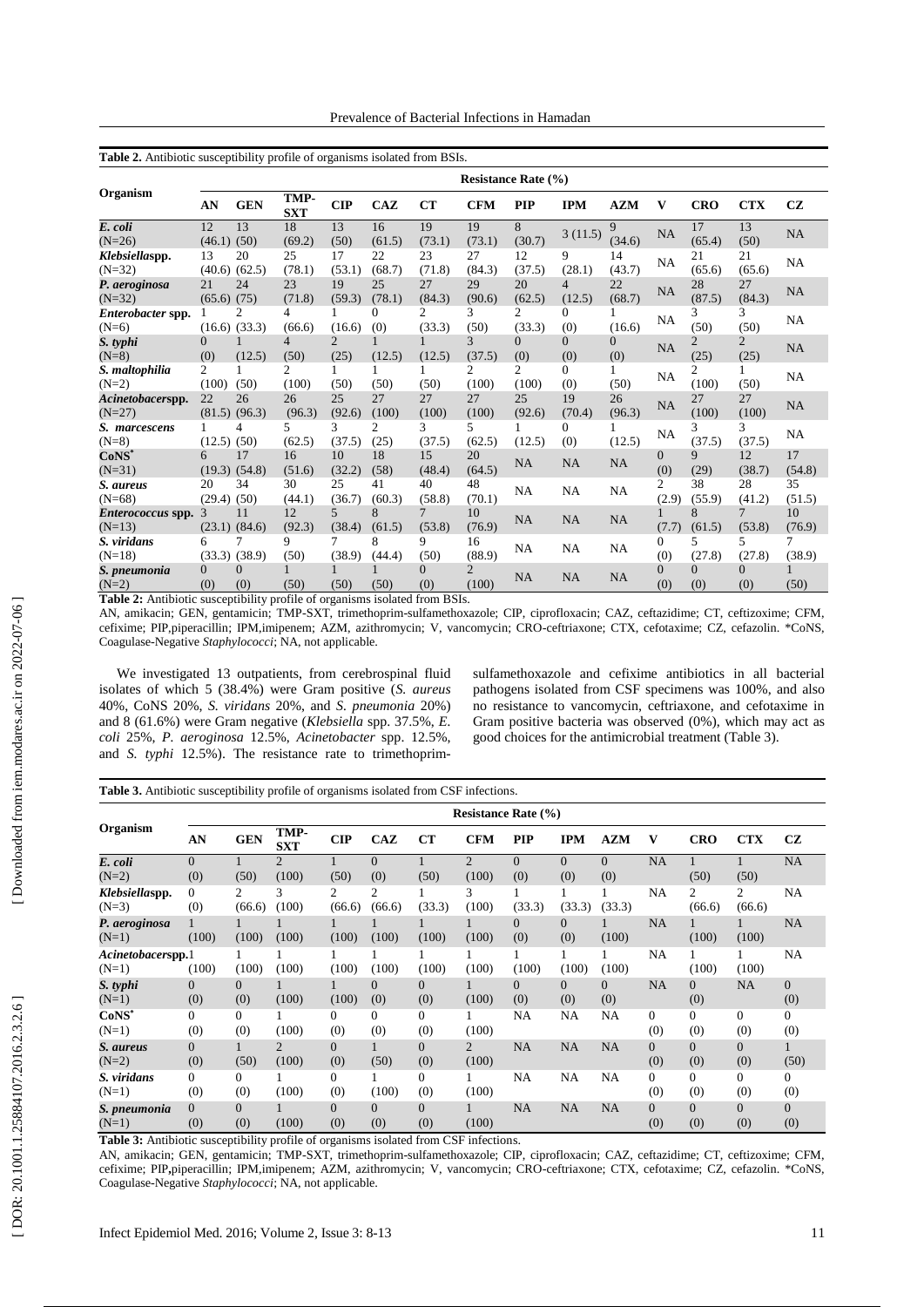**Table 2.** Antibiotic susceptibility profile of organisms isolated from BSIs.

| Organism | Resistance Rate (%) | | | | | | | | | | | | | |
|---|---|---|---|---|---|---|---|---|---|---|---|---|---|---|
| | AN | GEN | TMP-SXT | CIP | CAZ | CT | CFM | PIP | IPM | AZM | V | CRO | CTX | CZ |
| *E. coli* (N=26) | 12 (46.1) | 13 (50) | 18 (69.2) | 13 (50) | 16 (61.5) | 19 (73.1) | 19 (73.1) | 8 (30.7) | 3 (11.5) | 9 (34.6) | NA | 17 (65.4) | 13 (50) | NA |
| *Klebsiella*spp. (N=32) | 13 (40.6) | 20 (62.5) | 25 (78.1) | 17 (53.1) | 22 (68.7) | 23 (71.8) | 27 (84.3) | 12 (37.5) | 9 (28.1) | 14 (43.7) | NA | 21 (65.6) | 21 (65.6) | NA |
| *P. aeroginosa* (N=32) | 21 (65.6) | 24 (75) | 23 (71.8) | 19 (59.3) | 25 (78.1) | 27 (84.3) | 29 (90.6) | 20 (62.5) | 4 (12.5) | 22 (68.7) | NA | 28 (87.5) | 27 (84.3) | NA |
| *Enterobacter* spp. (N=6) | 1 (16.6) | 2 (33.3) | 4 (66.6) | 1 (16.6) | 0 (0) | 2 (33.3) | 3 (50) | 2 (33.3) | 0 (0) | 1 (16.6) | NA | 3 (50) | 3 (50) | NA |
| *S. typhi* (N=8) | 0 (0) | 1 (12.5) | 4 (50) | 2 (25) | 1 (12.5) | 1 (12.5) | 3 (37.5) | 0 (0) | 0 (0) | 0 (0) | NA | 2 (25) | 2 (25) | NA |
| *S. maltophilia* (N=2) | 2 (100) | 1 (50) | 2 (100) | 1 (50) | 1 (50) | 1 (50) | 2 (100) | 2 (100) | 0 (0) | 1 (50) | NA | 2 (100) | 1 (50) | NA |
| *Acinetobacter*spp. (N=27) | 22 (81.5) | 26 (96.3) | 26 (96.3) | 25 (92.6) | 27 (100) | 27 (100) | 27 (100) | 25 (92.6) | 19 (70.4) | 26 (96.3) | NA | 27 (100) | 27 (100) | NA |
| *S. marcescens* (N=8) | 1 (12.5) | 4 (50) | 5 (62.5) | 3 (37.5) | 2 (25) | 3 (37.5) | 5 (62.5) | 1 (12.5) | 0 (0) | 1 (12.5) | NA | 3 (37.5) | 3 (37.5) | NA |
| CoNS* (N=31) | 6 (19.3) | 17 (54.8) | 16 (51.6) | 10 (32.2) | 18 (58) | 15 (48.4) | 20 (64.5) | NA | NA | NA | 0 (0) | 9 (29) | 12 (38.7) | 17 (54.8) |
| *S. aureus* (N=68) | 20 (29.4) | 34 (50) | 30 (44.1) | 25 (36.7) | 41 (60.3) | 40 (58.8) | 48 (70.1) | NA | NA | NA | 2 (2.9) | 38 (55.9) | 28 (41.2) | 35 (51.5) |
| *Enterococcus* spp. (N=13) | 3 (23.1) | 11 (84.6) | 12 (92.3) | 5 (38.4) | 8 (61.5) | 7 (53.8) | 10 (76.9) | NA | NA | NA | 1 (7.7) | 8 (61.5) | 7 (53.8) | 10 (76.9) |
| *S. viridans* (N=18) | 6 (33.3) | 7 (38.9) | 9 (50) | 7 (38.9) | 8 (44.4) | 9 (50) | 16 (88.9) | NA | NA | NA | 0 (0) | 5 (27.8) | 5 (27.8) | 7 (38.9) |
| *S. pneumonia* (N=2) | 0 (0) | 0 (0) | 1 (50) | 1 (50) | 1 (50) | 0 (0) | 2 (100) | NA | NA | NA | 0 (0) | 0 (0) | 0 (0) | 1 (50) |

**Table 2:** Antibiotic susceptibility profile of organisms isolated from BSIs.

AN, amikacin; GEN, gentamicin; TMP-SXT, trimethoprim-sulfamethoxazole; CIP, ciprofloxacin; CAZ, ceftazidime; CT, ceftizoxime; CFM, cefixime; PIP,piperacillin; IPM,imipenem; AZM, azithromycin; V, vancomycin; CRO-ceftriaxone; CTX, cefotaxime; CZ, cefazolin. *CoNS, Coagulase-Negative *Staphylococci*; NA, not applicable.

We investigated 13 outpatients, from cerebrospinal fluid isolates of which 5 (38.4%) were Gram positive (*S. aureus* 40%, CoNS 20%, *S. viridans* 20%, and *S. pneumonia* 20%) and 8 (61.6%) were Gram negative (*Klebsiella* spp. 37.5%, *E. coli* 25%, *P. aeroginosa* 12.5%, *Acinetobacter* spp. 12.5%, and *S. typhi* 12.5%). The resistance rate to trimethoprim-sulfamethoxazole and cefixime antibiotics in all bacterial pathogens isolated from CSF specimens was 100%, and also no resistance to vancomycin, ceftriaxone, and cefotaxime in Gram positive bacteria was observed (0%), which may act as good choices for the antimicrobial treatment (Table 3).

**Table 3.** Antibiotic susceptibility profile of organisms isolated from CSF infections.

| Organism | Resistance Rate (%) | | | | | | | | | | | | | |
|---|---|---|---|---|---|---|---|---|---|---|---|---|---|---|
| | AN | GEN | TMP-SXT | CIP | CAZ | CT | CFM | PIP | IPM | AZM | V | CRO | CTX | CZ |
| *E. coli* (N=2) | 0 (0) | 1 (50) | 2 (100) | 1 (50) | 0 (0) | 1 (50) | 2 (100) | 0 (0) | 0 (0) | 0 (0) | NA | 1 (50) | 1 (50) | NA |
| *Klebsiella*spp. (N=3) | 0 (0) | 2 (66.6) | 3 (100) | 2 (66.6) | 2 (66.6) | 1 (33.3) | 3 (100) | 1 (33.3) | 1 (33.3) | 1 (33.3) | NA | 2 (66.6) | 2 (66.6) | NA |
| *P. aeroginosa* (N=1) | 1 (100) | 1 (100) | 1 (100) | 1 (100) | 1 (100) | 1 (100) | 1 (100) | 0 (0) | 0 (0) | 1 (100) | NA | 1 (100) | 1 (100) | NA |
| *Acinetobacter*spp. (N=1) | 1 (100) | 1 (100) | 1 (100) | 1 (100) | 1 (100) | 1 (100) | 1 (100) | 1 (100) | 1 (100) | 1 (100) | NA | 1 (100) | 1 (100) | NA |
| *S. typhi* (N=1) | 0 (0) | 0 (0) | 1 (100) | 1 (100) | 0 (0) | 0 (0) | 1 (100) | 0 (0) | 0 (0) | 0 (0) | NA | 0 (0) | NA | 0 (0) |
| CoNS* (N=1) | 0 (0) | 0 (0) | 1 (100) | 0 (0) | 0 (0) | 0 (0) | 1 (100) | NA | NA | NA | 0 (0) | 0 (0) | 0 (0) | 0 (0) |
| *S. aureus* (N=2) | 0 (0) | 1 (50) | 2 (100) | 0 (0) | 1 (50) | 0 (0) | 2 (100) | NA | NA | NA | 0 (0) | 0 (0) | 0 (0) | 1 (50) |
| *S. viridans* (N=1) | 0 (0) | 0 (0) | 1 (100) | 0 (0) | 1 (100) | 0 (0) | 1 (100) | NA | NA | NA | 0 (0) | 0 (0) | 0 (0) | 0 (0) |
| *S. pneumonia* (N=1) | 0 (0) | 0 (0) | 1 (100) | 0 (0) | 0 (0) | 0 (0) | 1 (100) | NA | NA | NA | 0 (0) | 0 (0) | 0 (0) | 0 (0) |

**Table 3:** Antibiotic susceptibility profile of organisms isolated from CSF infections.

AN, amikacin; GEN, gentamicin; TMP-SXT, trimethoprim-sulfamethoxazole; CIP, ciprofloxacin; CAZ, ceftazidime; CT, ceftizoxime; CFM, cefixime; PIP,piperacillin; IPM,imipenem; AZM, azithromycin; V, vancomycin; CRO-ceftriaxone; CTX, cefotaxime; CZ, cefazolin. *CoNS, Coagulase-Negative *Staphylococci*; NA, not applicable.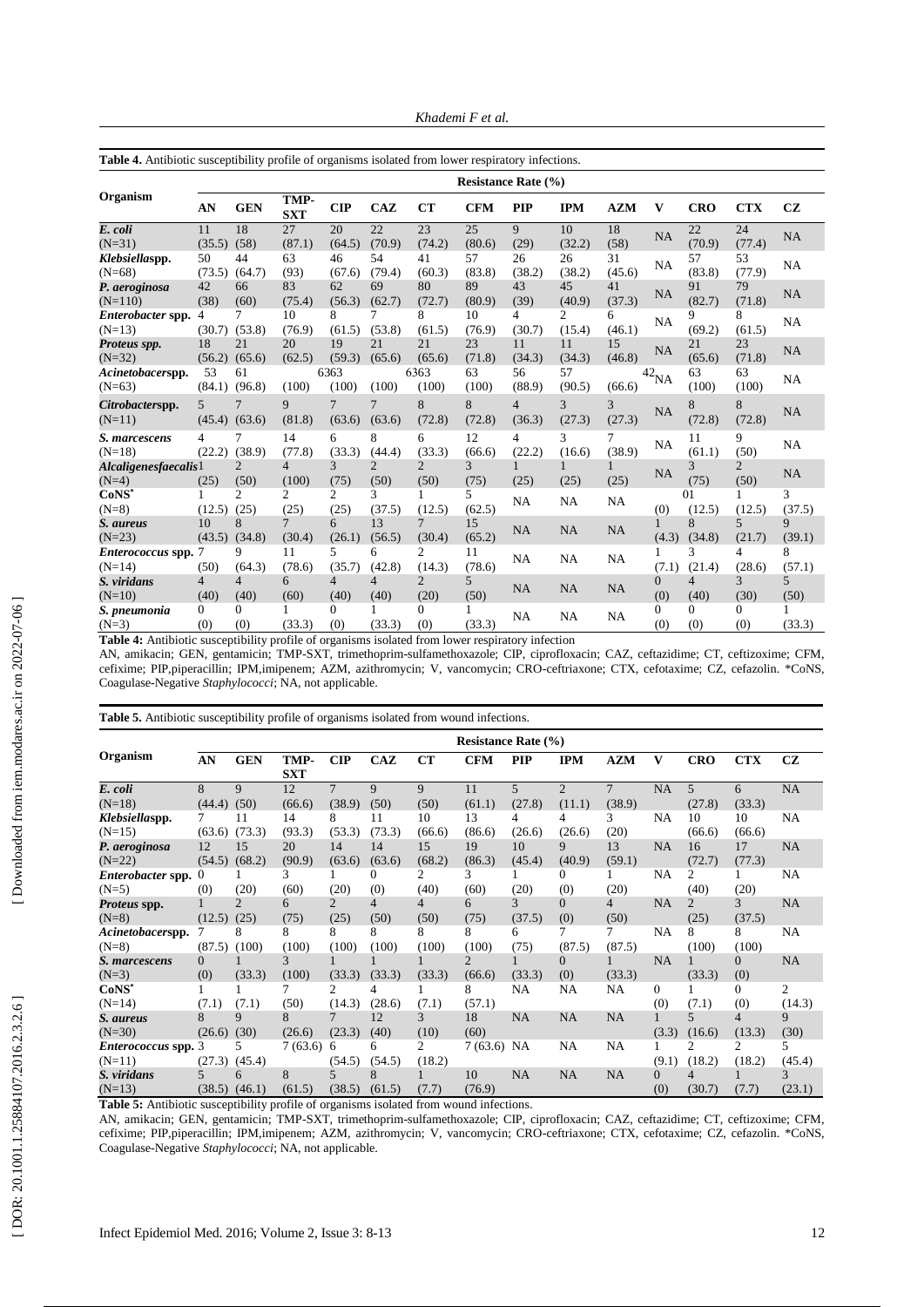**Table 4.** Antibiotic susceptibility profile of organisms isolated from lower respiratory infections.

| Organism | Resistance Rate (%) | | | | | | | | | | | | | |
|---|---|---|---|---|---|---|---|---|---|---|---|---|---|---|
| | **AN** | **GEN** | **TMP-SXT** | **CIP** | **CAZ** | **CT** | **CFM** | **PIP** | **IPM** | **AZM** | **V** | **CRO** | **CTX** | **CZ** |
| ***E. coli*** (N=31) | 11 (35.5) | 18 (58) | 27 (87.1) | 20 (64.5) | 22 (70.9) | 23 (74.2) | 25 (80.6) | 9 (29) | 10 (32.2) | 18 (58) | NA | 22 (70.9) | 24 (77.4) | NA |
| ***Klebsiella*spp.** (N=68) | 50 (73.5) | 44 (64.7) | 63 (93) | 46 (67.6) | 54 (79.4) | 41 (60.3) | 57 (83.8) | 26 (38.2) | 26 (38.2) | 31 (45.6) | NA | 57 (83.8) | 53 (77.9) | NA |
| ***P. aeroginosa*** (N=110) | 42 (38) | 66 (60) | 83 (75.4) | 62 (56.3) | 69 (62.7) | 80 (72.7) | 89 (80.9) | 43 (39) | 45 (40.9) | 41 (37.3) | NA | 91 (82.7) | 79 (71.8) | NA |
| ***Enterobacter* spp.** (N=13) | 4 (30.7) | 7 (53.8) | 10 (76.9) | 8 (61.5) | 7 (53.8) | 8 (61.5) | 10 (76.9) | 4 (30.7) | 2 (15.4) | 6 (46.1) | NA | 9 (69.2) | 8 (61.5) | NA |
| ***Proteus* spp.** (N=32) | 18 (56.2) | 21 (65.6) | 20 (62.5) | 19 (59.3) | 21 (65.6) | 21 (65.6) | 23 (71.8) | 11 (34.3) | 11 (34.3) | 15 (46.8) | NA | 21 (65.6) | 23 (71.8) | NA |
| ***Acinetobacter*spp.** (N=63) | 53 (84.1) | 61 (96.8) | (100) | 6363 (100) | (100) | 6363 (100) | 63 (100) | 56 (88.9) | 57 (90.5) | (66.6) | 42 NA | 63 (100) | 63 (100) | NA |
| ***Citrobacter*spp.** (N=11) | 5 (45.4) | 7 (63.6) | 9 (81.8) | 7 (63.6) | 7 (63.6) | 8 (72.8) | 8 (72.8) | 4 (36.3) | 3 (27.3) | 3 (27.3) | NA | 8 (72.8) | 8 (72.8) | NA |
| ***S. marcescens*** (N=18) | 4 (22.2) | 7 (38.9) | 14 (77.8) | 6 (33.3) | 8 (44.4) | 6 (33.3) | 12 (66.6) | 4 (22.2) | 3 (16.6) | 7 (38.9) | NA | 11 (61.1) | 9 (50) | NA |
| ***Alcaligenesfaecalis*** (N=4) | 1 (25) | 2 (50) | 4 (100) | 3 (75) | 2 (50) | 2 (50) | 3 (75) | 1 (25) | 1 (25) | 1 (25) | NA | 3 (75) | 2 (50) | NA |
| **CoNS*** (N=8) | 1 (12.5) | 2 (25) | 2 (25) | 2 (25) | 3 (37.5) | 1 (12.5) | 5 (62.5) | NA | NA | NA | (0) | 01 (12.5) | 1 (12.5) | 3 (37.5) |
| ***S. aureus*** (N=23) | 10 (43.5) | 8 (34.8) | 7 (30.4) | 6 (26.1) | 13 (56.5) | 7 (30.4) | 15 (65.2) | NA | NA | NA | 1 (4.3) | 8 (34.8) | 5 (21.7) | 9 (39.1) |
| ***Enterococcus* spp.** (N=14) | 7 (50) | 9 (64.3) | 11 (78.6) | 5 (35.7) | 6 (42.8) | 2 (14.3) | 11 (78.6) | NA | NA | NA | 1 (7.1) | 3 (21.4) | 4 (28.6) | 8 (57.1) |
| ***S. viridans*** (N=10) | 4 (40) | 4 (40) | 6 (60) | 4 (40) | 4 (40) | 2 (20) | 5 (50) | NA | NA | NA | 0 (0) | 4 (40) | 3 (30) | 5 (50) |
| ***S. pneumonia*** (N=3) | 0 (0) | 0 (0) | 1 (33.3) | 0 (0) | 1 (33.3) | 0 (0) | 1 (33.3) | NA | NA | NA | 0 (0) | 0 (0) | 0 (0) | 1 (33.3) |

**Table 4:** Antibiotic susceptibility profile of organisms isolated from lower respiratory infection

AN, amikacin; GEN, gentamicin; TMP-SXT, trimethoprim-sulfamethoxazole; CIP, ciprofloxacin; CAZ, ceftazidime; CT, ceftizoxime; CFM, cefixime; PIP,piperacillin; IPM,imipenem; AZM, azithromycin; V, vancomycin; CRO-ceftriaxone; CTX, cefotaxime; CZ, cefazolin. *CoNS, Coagulase-Negative *Staphylococci*; NA, not applicable.

**Table 5.** Antibiotic susceptibility profile of organisms isolated from wound infections.

| Organism | Resistance Rate (%) | | | | | | | | | | | | | |
|---|---|---|---|---|---|---|---|---|---|---|---|---|---|---|
| | **AN** | **GEN** | **TMP-SXT** | **CIP** | **CAZ** | **CT** | **CFM** | **PIP** | **IPM** | **AZM** | **V** | **CRO** | **CTX** | **CZ** |
| ***E. coli*** (N=18) | 8 (44.4) | 9 (50) | 12 (66.6) | 7 (38.9) | 9 (50) | 9 (50) | 11 (61.1) | 5 (27.8) | 2 (11.1) | 7 (38.9) | NA | 5 (27.8) | 6 (33.3) | NA |
| ***Klebsiella*spp.** (N=15) | 7 (63.6) | 11 (73.3) | 14 (93.3) | 8 (53.3) | 11 (73.3) | 10 (66.6) | 13 (86.6) | 4 (26.6) | 4 (26.6) | 3 (20) | NA | 10 (66.6) | 10 (66.6) | NA |
| ***P. aeroginosa*** (N=22) | 12 (54.5) | 15 (68.2) | 20 (90.9) | 14 (63.6) | 14 (63.6) | 15 (68.2) | 19 (86.3) | 10 (45.4) | 9 (40.9) | 13 (59.1) | NA | 16 (72.7) | 17 (77.3) | NA |
| ***Enterobacter* spp.** (N=5) | 0 (0) | 1 (20) | 3 (60) | 1 (20) | 0 (0) | 2 (40) | 3 (60) | 1 (20) | 0 (0) | 1 (20) | NA | 2 (40) | 1 (20) | NA |
| ***Proteus* spp.** (N=8) | 1 (12.5) | 2 (25) | 6 (75) | 2 (25) | 4 (50) | 4 (50) | 6 (75) | 3 (37.5) | 0 (0) | 4 (50) | NA | 2 (25) | 3 (37.5) | NA |
| ***Acinetobacter*spp.** (N=8) | 7 (87.5) | 8 (100) | 8 (100) | 8 (100) | 8 (100) | 8 (100) | 8 (100) | 6 (75) | 7 (87.5) | 7 (87.5) | NA | 8 (100) | 8 (100) | NA |
| ***S. marcescens*** (N=3) | 0 (0) | 1 (33.3) | 3 (100) | 1 (33.3) | 1 (33.3) | 1 (33.3) | 2 (66.6) | 1 (33.3) | 0 (0) | 1 (33.3) | NA | 1 (33.3) | 0 (0) | NA |
| **CoNS*** (N=14) | 1 (7.1) | 1 (7.1) | 7 (50) | 2 (14.3) | 4 (28.6) | 1 (7.1) | 8 (57.1) | NA | NA | NA | 0 (0) | 1 (7.1) | 0 (0) | 2 (14.3) |
| ***S. aureus*** (N=30) | 8 (26.6) | 9 (30) | 8 (26.6) | 7 (23.3) | 12 (40) | 3 (10) | 18 (60) | NA | NA | NA | 1 (3.3) | 5 (16.6) | 4 (13.3) | 9 (30) |
| ***Enterococcus* spp.** (N=11) | 3 (27.3) | 5 (45.4) | 7 (63.6) | 6 (54.5) | 6 (54.5) | 2 (18.2) | 7 (63.6) | NA | NA | NA | 1 (9.1) | 2 (18.2) | 2 (18.2) | 5 (45.4) |
| ***S. viridans*** (N=13) | 5 (38.5) | 6 (46.1) | 8 (61.5) | 5 (38.5) | 8 (61.5) | 1 (7.7) | 10 (76.9) | NA | NA | NA | 0 (0) | 4 (30.7) | 1 (7.7) | 3 (23.1) |

**Table 5:** Antibiotic susceptibility profile of organisms isolated from wound infections.

AN, amikacin; GEN, gentamicin; TMP-SXT, trimethoprim-sulfamethoxazole; CIP, ciprofloxacin; CAZ, ceftazidime; CT, ceftizoxime; CFM, cefixime; PIP,piperacillin; IPM,imipenem; AZM, azithromycin; V, vancomycin; CRO-ceftriaxone; CTX, cefotaxime; CZ, cefazolin. *CoNS, Coagulase-Negative *Staphylococci*; NA, not applicable.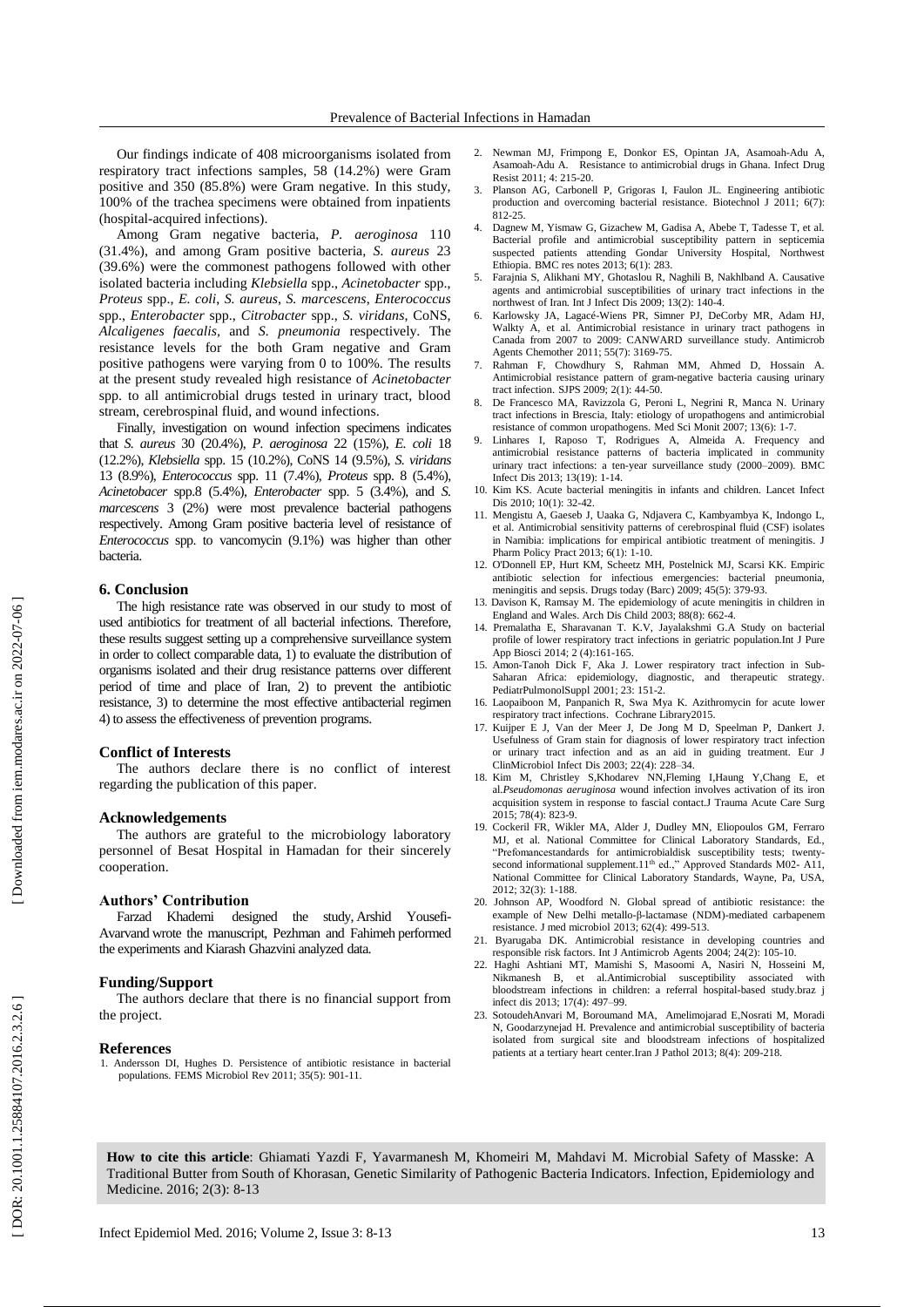Our findings indicate of 408 microorganisms isolated from respiratory tract infections samples, 58 (14.2%) were Gram positive and 350 (85.8%) were Gram negative. In this study, 100% of the trachea specimens were obtained from inpatients (hospital-acquired infections).

Among Gram negative bacteria, *P. aeroginosa* 110 (31.4%), and among Gram positive bacteria, *S. aureus* 23 (39.6%) were the commonest pathogens followed with other isolated bacteria including *Klebsiella* spp., *Acinetobacter* spp., *Proteus* spp., *E. coli*, *S. aureus*, *S. marcescens*, *Enterococcus* spp., *Enterobacter* spp., *Citrobacter* spp., *S. viridans*, CoNS, *Alcaligenes faecalis*, and *S. pneumonia* respectively. The resistance levels for the both Gram negative and Gram positive pathogens were varying from 0 to 100%. The results at the present study revealed high resistance of *Acinetobacter* spp. to all antimicrobial drugs tested in urinary tract, blood stream, cerebrospinal fluid, and wound infections.

Finally, investigation on wound infection specimens indicates that *S. aureus* 30 (20.4%), *P. aeroginosa* 22 (15%), *E. coli* 18 (12.2%), *Klebsiella* spp. 15 (10.2%), CoNS 14 (9.5%), *S. viridans* 13 (8.9%), *Enterococcus* spp. 11 (7.4%), *Proteus* spp. 8 (5.4%), *Acinetobacer* spp.8 (5.4%), *Enterobacter* spp. 5 (3.4%), and *S. marcescens* 3 (2%) were most prevalence bacterial pathogens respectively. Among Gram positive bacteria level of resistance of *Enterococcus* spp. to vancomycin (9.1%) was higher than other bacteria.

## 6. Conclusion

The high resistance rate was observed in our study to most of used antibiotics for treatment of all bacterial infections. Therefore, these results suggest setting up a comprehensive surveillance system in order to collect comparable data, 1) to evaluate the distribution of organisms isolated and their drug resistance patterns over different period of time and place of Iran, 2) to prevent the antibiotic resistance, 3) to determine the most effective antibacterial regimen 4) to assess the effectiveness of prevention programs.

### Conflict of Interests

The authors declare there is no conflict of interest regarding the publication of this paper.

### Acknowledgements

The authors are grateful to the microbiology laboratory personnel of Besat Hospital in Hamadan for their sincerely cooperation.

### Authors' Contribution

Farzad Khademi designed the study, Arshid Yousefi-Avarvand wrote the manuscript, Pezhman and Fahimeh performed the experiments and Kiarash Ghazvini analyzed data.

### Funding/Support

The authors declare that there is no financial support from the project.

### References

1. Andersson DI, Hughes D. Persistence of antibiotic resistance in bacterial populations. FEMS Microbiol Rev 2011; 35(5): 901-11.
2. Newman MJ, Frimpong E, Donkor ES, Opintan JA, Asamoah-Adu A, Asamoah-Adu A. Resistance to antimicrobial drugs in Ghana. Infect Drug Resist 2011; 4: 215-20.
3. Planson AG, Carbonell P, Grigoras I, Faulon JL. Engineering antibiotic production and overcoming bacterial resistance. Biotechnol J 2011; 6(7): 812-25.
4. Dagnew M, Yismaw G, Gizachew M, Gadisa A, Abebe T, Tadesse T, et al. Bacterial profile and antimicrobial susceptibility pattern in septicemia suspected patients attending Gondar University Hospital, Northwest Ethiopia. BMC res notes 2013; 6(1): 283.
5. Farajnia S, Alikhani MY, Ghotaslou R, Naghili B, Nakhlband A. Causative agents and antimicrobial susceptibilities of urinary tract infections in the northwest of Iran. Int J Infect Dis 2009; 13(2): 140-4.
6. Karlowsky JA, Lagacé-Wiens PR, Simner PJ, DeCorby MR, Adam HJ, Walkty A, et al. Antimicrobial resistance in urinary tract pathogens in Canada from 2007 to 2009: CANWARD surveillance study. Antimicrob Agents Chemother 2011; 55(7): 3169-75.
7. Rahman F, Chowdhury S, Rahman MM, Ahmed D, Hossain A. Antimicrobial resistance pattern of gram-negative bacteria causing urinary tract infection. SJPS 2009; 2(1): 44-50.
8. De Francesco MA, Ravizzola G, Peroni L, Negrini R, Manca N. Urinary tract infections in Brescia, Italy: etiology of uropathogens and antimicrobial resistance of common uropathogens. Med Sci Monit 2007; 13(6): 1-7.
9. Linhares I, Raposo T, Rodrigues A, Almeida A. Frequency and antimicrobial resistance patterns of bacteria implicated in community urinary tract infections: a ten-year surveillance study (2000–2009). BMC Infect Dis 2013; 13(19): 1-14.
10. Kim KS. Acute bacterial meningitis in infants and children. Lancet Infect Dis 2010; 10(1): 32-42.
11. Mengistu A, Gaeseb J, Uaaka G, Ndjavera C, Kambyambya K, Indongo L, et al. Antimicrobial sensitivity patterns of cerebrospinal fluid (CSF) isolates in Namibia: implications for empirical antibiotic treatment of meningitis. J Pharm Policy Pract 2013; 6(1): 1-10.
12. O'Donnell EP, Hurt KM, Scheetz MH, Postelnick MJ, Scarsi KK. Empiric antibiotic selection for infectious emergencies: bacterial pneumonia, meningitis and sepsis. Drugs today (Barc) 2009; 45(5): 379-93.
13. Davison K, Ramsay M. The epidemiology of acute meningitis in children in England and Wales. Arch Dis Child 2003; 88(8): 662-4.
14. Premalatha E, Sharavanan T. K.V, Jayalakshmi G.A Study on bacterial profile of lower respiratory tract infections in geriatric population.Int J Pure App Biosci 2014; 2 (4):161-165.
15. Amon-Tanoh Dick F, Aka J. Lower respiratory tract infection in Sub-Saharan Africa: epidemiology, diagnostic, and therapeutic strategy. PediatrPulmonolSuppl 2001; 23: 151-2.
16. Laopaiboon M, Panpanich R, Swa Mya K. Azithromycin for acute lower respiratory tract infections. Cochrane Library2015.
17. Kuijper E J, Van der Meer J, De Jong M D, Speelman P, Dankert J. Usefulness of Gram stain for diagnosis of lower respiratory tract infection or urinary tract infection and as an aid in guiding treatment. Eur J ClinMicrobiol Infect Dis 2003; 22(4): 228–34.
18. Kim M, Christley S,Khodarev NN,Fleming I,Haung Y,Chang E, et al.*Pseudomonas aeruginosa* wound infection involves activation of its iron acquisition system in response to fascial contact.J Trauma Acute Care Surg 2015; 78(4): 823-9.
19. Cockeril FR, Wikler MA, Alder J, Dudley MN, Eliopoulos GM, Ferraro MJ, et al. National Committee for Clinical Laboratory Standards, Ed., "Prefomancestandards for antimicrobialdisk susceptibility tests; twenty-second informational supplement.11th ed.," Approved Standards M02- A11, National Committee for Clinical Laboratory Standards, Wayne, Pa, USA, 2012; 32(3): 1-188.
20. Johnson AP, Woodford N. Global spread of antibiotic resistance: the example of New Delhi metallo-β-lactamase (NDM)-mediated carbapenem resistance. J med microbiol 2013; 62(4): 499-513.
21. Byarugaba DK. Antimicrobial resistance in developing countries and responsible risk factors. Int J Antimicrob Agents 2004; 24(2): 105-10.
22. Haghi Ashtiani MT, Mamishi S, Masoomi A, Nasiri N, Hosseini M, Nikmanesh B, et al.Antimicrobial susceptibility associated with bloodstream infections in children: a referral hospital-based study.braz j infect dis 2013; 17(4): 497–99.
23. SotoudehAnvari M, Boroumand MA, Amelimojarad E,Nosrati M, Moradi N, Goodarzynejad H. Prevalence and antimicrobial susceptibility of bacteria isolated from surgical site and bloodstream infections of hospitalized patients at a tertiary heart center.Iran J Pathol 2013; 8(4): 209-218.

**How to cite this article**: Ghiamati Yazdi F, Yavarmanesh M, Khomeiri M, Mahdavi M. Microbial Safety of Masske: A Traditional Butter from South of Khorasan, Genetic Similarity of Pathogenic Bacteria Indicators. Infection, Epidemiology and Medicine. 2016; 2(3): 8-13